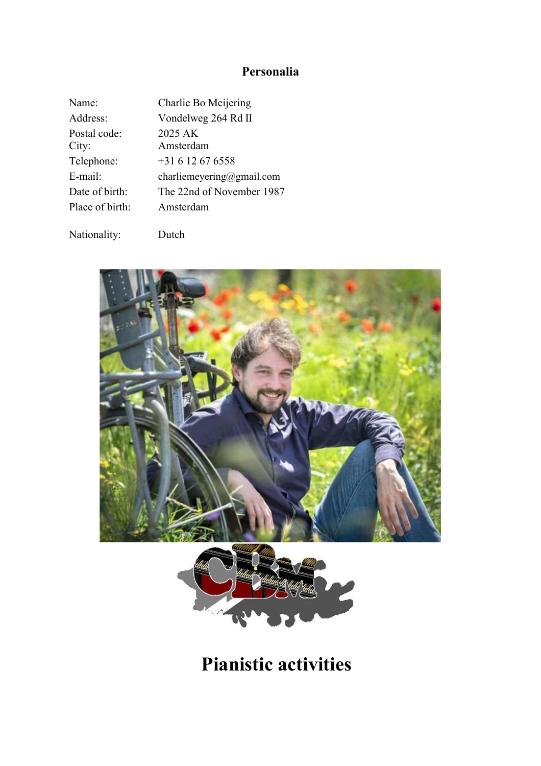# Personalia

| | |
|---|---|
| Name: | Charlie Bo Meijering |
| Address: | Vondelweg 264 Rd II |
| Postal code: | 2025 AK |
| City: | Amsterdam |
| Telephone: | +31 6 12 67 6558 |
| E-mail: | charliemeyering@gmail.com |
| Date of birth: | The 22nd of November 1987 |
| Place of birth: | Amsterdam |
| Nationality: | Dutch |

# Pianistic activities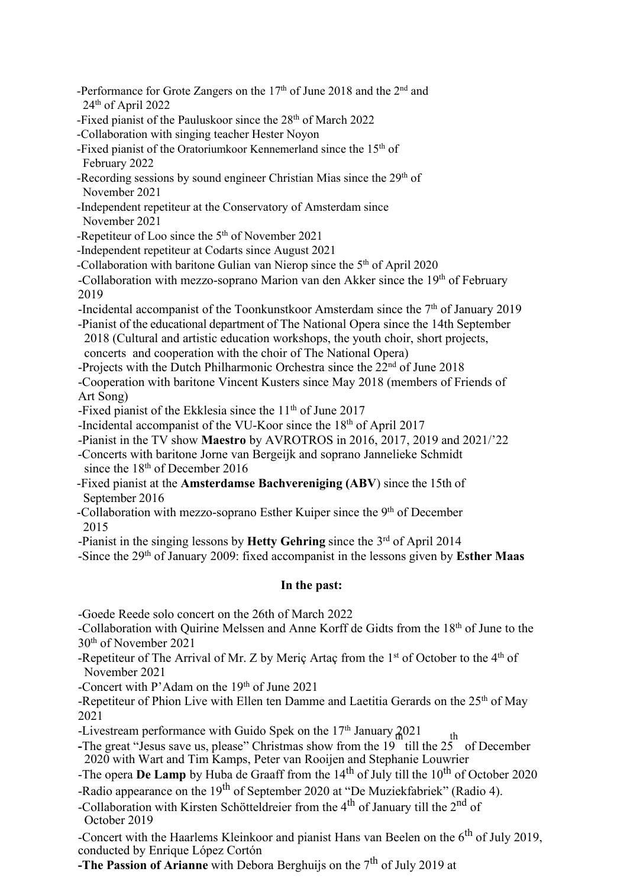-Performance for Grote Zangers on the 17th of June 2018 and the 2nd and 24th of April 2022
-Fixed pianist of the Pauluskoor since the 28th of March 2022
-Collaboration with singing teacher Hester Noyon
-Fixed pianist of the Oratoriumkoor Kennemerland since the 15th of February 2022
-Recording sessions by sound engineer Christian Mias since the 29th of November 2021
-Independent repetiteur at the Conservatory of Amsterdam since November 2021
-Repetiteur of Loo since the 5th of November 2021
-Independent repetiteur at Codarts since August 2021
-Collaboration with baritone Gulian van Nierop since the 5th of April 2020
-Collaboration with mezzo-soprano Marion van den Akker since the 19th of February 2019
-Incidental accompanist of the Toonkunstkoor Amsterdam since the 7th of January 2019
-Pianist of the educational department of The National Opera since the 14th September 2018 (Cultural and artistic education workshops, the youth choir, short projects, concerts and cooperation with the choir of The National Opera)
-Projects with the Dutch Philharmonic Orchestra since the 22nd of June 2018
-Cooperation with baritone Vincent Kusters since May 2018 (members of Friends of Art Song)
-Fixed pianist of the Ekklesia since the 11th of June 2017
-Incidental accompanist of the VU-Koor since the 18th of April 2017
-Pianist in the TV show **Maestro** by AVROTROS in 2016, 2017, 2019 and 2021/'22
-Concerts with baritone Jorne van Bergeijk and soprano Jannelieke Schmidt since the 18th of December 2016
-Fixed pianist at the **Amsterdamse Bachvereniging (ABV**) since the 15th of September 2016
-Collaboration with mezzo-soprano Esther Kuiper since the 9th of December 2015
-Pianist in the singing lessons by **Hetty Gehring** since the 3rd of April 2014
-Since the 29th of January 2009: fixed accompanist in the lessons given by **Esther Maas**

**In the past:**

-Goede Reede solo concert on the 26th of March 2022
-Collaboration with Quirine Melssen and Anne Korff de Gidts from the 18th of June to the 30th of November 2021
-Repetiteur of The Arrival of Mr. Z by Meriç Artaç from the 1st of October to the 4th of November 2021
-Concert with P'Adam on the 19th of June 2021
-Repetiteur of Phion Live with Ellen ten Damme and Laetitia Gerards on the 25th of May 2021
-Livestream performance with Guido Spek on the 17th January 2021
-The great "Jesus save us, please" Christmas show from the 19th till the 25th of December 2020 with Wart and Tim Kamps, Peter van Rooijen and Stephanie Louwrier
-The opera **De Lamp** by Huba de Graaff from the 14th of July till the 10th of October 2020
-Radio appearance on the 19th of September 2020 at "De Muziekfabriek" (Radio 4).
-Collaboration with Kirsten Schötteldreier from the 4th of January till the 2nd of October 2019
-Concert with the Haarlems Kleinkoor and pianist Hans van Beelen on the 6th of July 2019, conducted by Enrique López Cortón
**-The Passion of Arianne** with Debora Berghuijs on the 7th of July 2019 at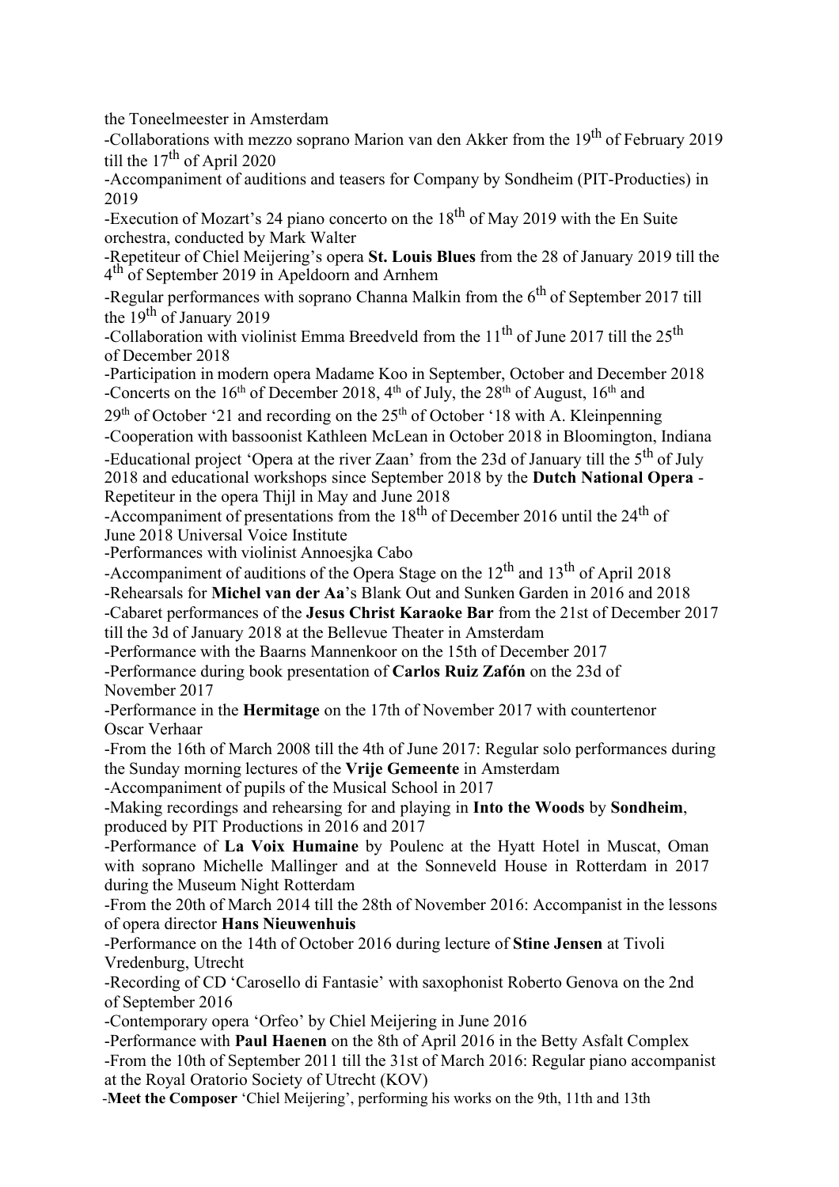the Toneelmeester in Amsterdam

-Collaborations with mezzo soprano Marion van den Akker from the 19th of February 2019 till the 17th of April 2020

-Accompaniment of auditions and teasers for Company by Sondheim (PIT-Producties) in 2019

-Execution of Mozart's 24 piano concerto on the 18th of May 2019 with the En Suite orchestra, conducted by Mark Walter

-Repetiteur of Chiel Meijering's opera **St. Louis Blues** from the 28 of January 2019 till the 4th of September 2019 in Apeldoorn and Arnhem

-Regular performances with soprano Channa Malkin from the 6th of September 2017 till the 19th of January 2019

-Collaboration with violinist Emma Breedveld from the 11th of June 2017 till the 25th of December 2018

-Participation in modern opera Madame Koo in September, October and December 2018

-Concerts on the 16th of December 2018, 4th of July, the 28th of August, 16th and 29th of October '21 and recording on the 25th of October '18 with A. Kleinpenning

-Cooperation with bassoonist Kathleen McLean in October 2018 in Bloomington, Indiana

-Educational project 'Opera at the river Zaan' from the 23d of January till the 5th of July 2018 and educational workshops since September 2018 by the **Dutch National Opera** - Repetiteur in the opera Thijl in May and June 2018

-Accompaniment of presentations from the 18th of December 2016 until the 24th of June 2018 Universal Voice Institute

-Performances with violinist Annoesjka Cabo

-Accompaniment of auditions of the Opera Stage on the 12th and 13th of April 2018

-Rehearsals for **Michel van der Aa**'s Blank Out and Sunken Garden in 2016 and 2018

-Cabaret performances of the **Jesus Christ Karaoke Bar** from the 21st of December 2017 till the 3d of January 2018 at the Bellevue Theater in Amsterdam

-Performance with the Baarns Mannenkoor on the 15th of December 2017

-Performance during book presentation of **Carlos Ruiz Zafón** on the 23d of November 2017

-Performance in the **Hermitage** on the 17th of November 2017 with countertenor Oscar Verhaar

-From the 16th of March 2008 till the 4th of June 2017: Regular solo performances during the Sunday morning lectures of the **Vrije Gemeente** in Amsterdam

-Accompaniment of pupils of the Musical School in 2017

-Making recordings and rehearsing for and playing in **Into the Woods** by **Sondheim**, produced by PIT Productions in 2016 and 2017

-Performance of **La Voix Humaine** by Poulenc at the Hyatt Hotel in Muscat, Oman with soprano Michelle Mallinger and at the Sonneveld House in Rotterdam in 2017 during the Museum Night Rotterdam

-From the 20th of March 2014 till the 28th of November 2016: Accompanist in the lessons of opera director **Hans Nieuwenhuis**

-Performance on the 14th of October 2016 during lecture of **Stine Jensen** at Tivoli Vredenburg, Utrecht

-Recording of CD 'Carosello di Fantasie' with saxophonist Roberto Genova on the 2nd of September 2016

-Contemporary opera 'Orfeo' by Chiel Meijering in June 2016

-Performance with **Paul Haenen** on the 8th of April 2016 in the Betty Asfalt Complex

-From the 10th of September 2011 till the 31st of March 2016: Regular piano accompanist at the Royal Oratorio Society of Utrecht (KOV)

-**Meet the Composer** 'Chiel Meijering', performing his works on the 9th, 11th and 13th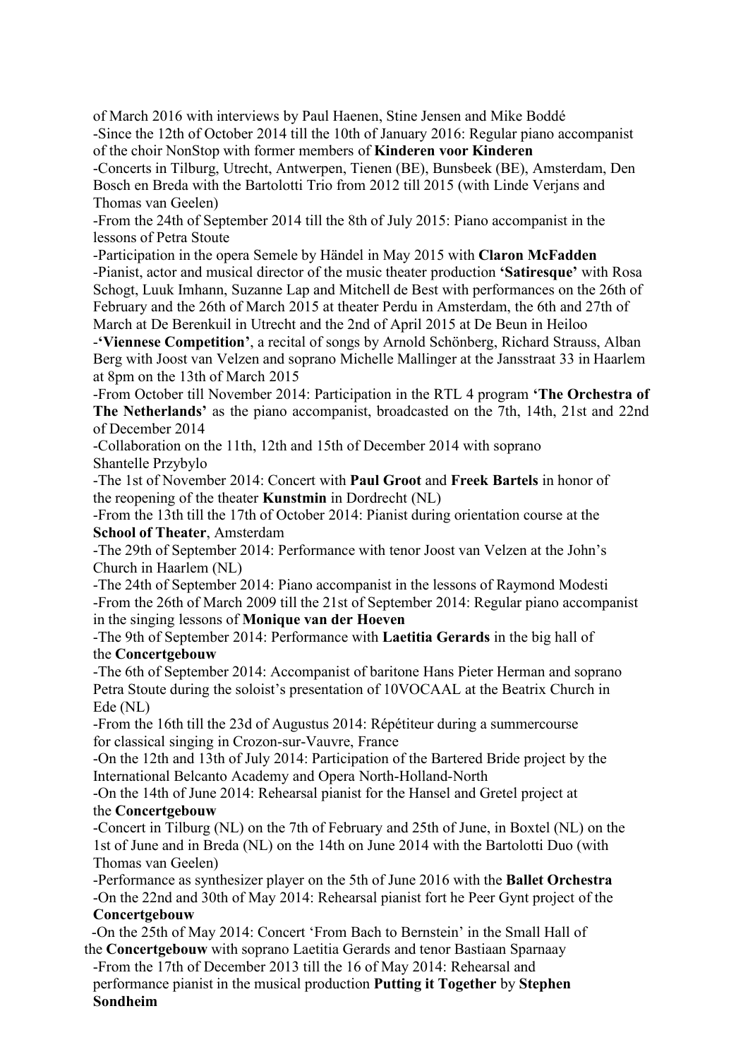of March 2016 with interviews by Paul Haenen, Stine Jensen and Mike Boddé

-Since the 12th of October 2014 till the 10th of January 2016: Regular piano accompanist of the choir NonStop with former members of **Kinderen voor Kinderen**

-Concerts in Tilburg, Utrecht, Antwerpen, Tienen (BE), Bunsbeek (BE), Amsterdam, Den Bosch en Breda with the Bartolotti Trio from 2012 till 2015 (with Linde Verjans and Thomas van Geelen)

-From the 24th of September 2014 till the 8th of July 2015: Piano accompanist in the lessons of Petra Stoute

-Participation in the opera Semele by Händel in May 2015 with **Claron McFadden**

-Pianist, actor and musical director of the music theater production **'Satiresque'** with Rosa Schogt, Luuk Imhann, Suzanne Lap and Mitchell de Best with performances on the 26th of February and the 26th of March 2015 at theater Perdu in Amsterdam, the 6th and 27th of March at De Berenkuil in Utrecht and the 2nd of April 2015 at De Beun in Heiloo

-**'Viennese Competition'**, a recital of songs by Arnold Schönberg, Richard Strauss, Alban Berg with Joost van Velzen and soprano Michelle Mallinger at the Jansstraat 33 in Haarlem at 8pm on the 13th of March 2015

-From October till November 2014: Participation in the RTL 4 program **'The Orchestra of The Netherlands'** as the piano accompanist, broadcasted on the 7th, 14th, 21st and 22nd of December 2014

-Collaboration on the 11th, 12th and 15th of December 2014 with soprano Shantelle Przybylo

-The 1st of November 2014: Concert with **Paul Groot** and **Freek Bartels** in honor of the reopening of the theater **Kunstmin** in Dordrecht (NL)

-From the 13th till the 17th of October 2014: Pianist during orientation course at the **School of Theater**, Amsterdam

-The 29th of September 2014: Performance with tenor Joost van Velzen at the John's Church in Haarlem (NL)

-The 24th of September 2014: Piano accompanist in the lessons of Raymond Modesti

-From the 26th of March 2009 till the 21st of September 2014: Regular piano accompanist in the singing lessons of **Monique van der Hoeven**

-The 9th of September 2014: Performance with **Laetitia Gerards** in the big hall of the **Concertgebouw**

-The 6th of September 2014: Accompanist of baritone Hans Pieter Herman and soprano Petra Stoute during the soloist's presentation of 10VOCAAL at the Beatrix Church in Ede (NL)

-From the 16th till the 23d of Augustus 2014: Répétiteur during a summercourse for classical singing in Crozon-sur-Vauvre, France

-On the 12th and 13th of July 2014: Participation of the Bartered Bride project by the International Belcanto Academy and Opera North-Holland-North

-On the 14th of June 2014: Rehearsal pianist for the Hansel and Gretel project at the **Concertgebouw**

-Concert in Tilburg (NL) on the 7th of February and 25th of June, in Boxtel (NL) on the 1st of June and in Breda (NL) on the 14th on June 2014 with the Bartolotti Duo (with Thomas van Geelen)

-Performance as synthesizer player on the 5th of June 2016 with the **Ballet Orchestra**

-On the 22nd and 30th of May 2014: Rehearsal pianist fort he Peer Gynt project of the **Concertgebouw**

-On the 25th of May 2014: Concert 'From Bach to Bernstein' in the Small Hall of the **Concertgebouw** with soprano Laetitia Gerards and tenor Bastiaan Sparnaay

-From the 17th of December 2013 till the 16 of May 2014: Rehearsal and performance pianist in the musical production **Putting it Together** by **Stephen Sondheim**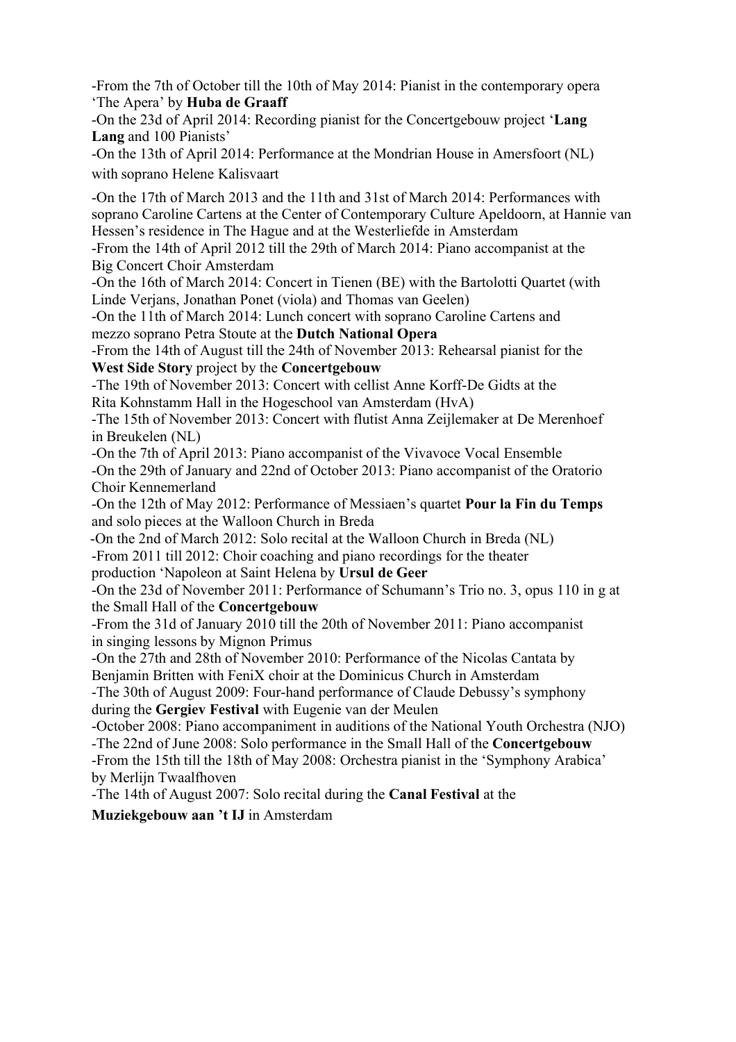-From the 7th of October till the 10th of May 2014: Pianist in the contemporary opera 'The Apera' by **Huba de Graaff**

-On the 23d of April 2014: Recording pianist for the Concertgebouw project '**Lang Lang** and 100 Pianists'

-On the 13th of April 2014: Performance at the Mondrian House in Amersfoort (NL) with soprano Helene Kalisvaart

-On the 17th of March 2013 and the 11th and 31st of March 2014: Performances with soprano Caroline Cartens at the Center of Contemporary Culture Apeldoorn, at Hannie van Hessen's residence in The Hague and at the Westerliefde in Amsterdam

-From the 14th of April 2012 till the 29th of March 2014: Piano accompanist at the Big Concert Choir Amsterdam

-On the 16th of March 2014: Concert in Tienen (BE) with the Bartolotti Quartet (with Linde Verjans, Jonathan Ponet (viola) and Thomas van Geelen)

-On the 11th of March 2014: Lunch concert with soprano Caroline Cartens and mezzo soprano Petra Stoute at the **Dutch National Opera**

-From the 14th of August till the 24th of November 2013: Rehearsal pianist for the **West Side Story** project by the **Concertgebouw**

-The 19th of November 2013: Concert with cellist Anne Korff-De Gidts at the Rita Kohnstamm Hall in the Hogeschool van Amsterdam (HvA)

-The 15th of November 2013: Concert with flutist Anna Zeijlemaker at De Merenhoef in Breukelen (NL)

-On the 7th of April 2013: Piano accompanist of the Vivavoce Vocal Ensemble

-On the 29th of January and 22nd of October 2013: Piano accompanist of the Oratorio Choir Kennemerland

-On the 12th of May 2012: Performance of Messiaen's quartet **Pour la Fin du Temps** and solo pieces at the Walloon Church in Breda

-On the 2nd of March 2012: Solo recital at the Walloon Church in Breda (NL)

-From 2011 till 2012: Choir coaching and piano recordings for the theater production 'Napoleon at Saint Helena by **Ursul de Geer**

-On the 23d of November 2011: Performance of Schumann's Trio no. 3, opus 110 in g at the Small Hall of the **Concertgebouw**

-From the 31d of January 2010 till the 20th of November 2011: Piano accompanist in singing lessons by Mignon Primus

-On the 27th and 28th of November 2010: Performance of the Nicolas Cantata by Benjamin Britten with FeniX choir at the Dominicus Church in Amsterdam

-The 30th of August 2009: Four-hand performance of Claude Debussy's symphony during the **Gergiev Festival** with Eugenie van der Meulen

-October 2008: Piano accompaniment in auditions of the National Youth Orchestra (NJO)

-The 22nd of June 2008: Solo performance in the Small Hall of the **Concertgebouw**

-From the 15th till the 18th of May 2008: Orchestra pianist in the 'Symphony Arabica' by Merlijn Twaalfhoven

-The 14th of August 2007: Solo recital during the **Canal Festival** at the **Muziekgebouw aan 't IJ** in Amsterdam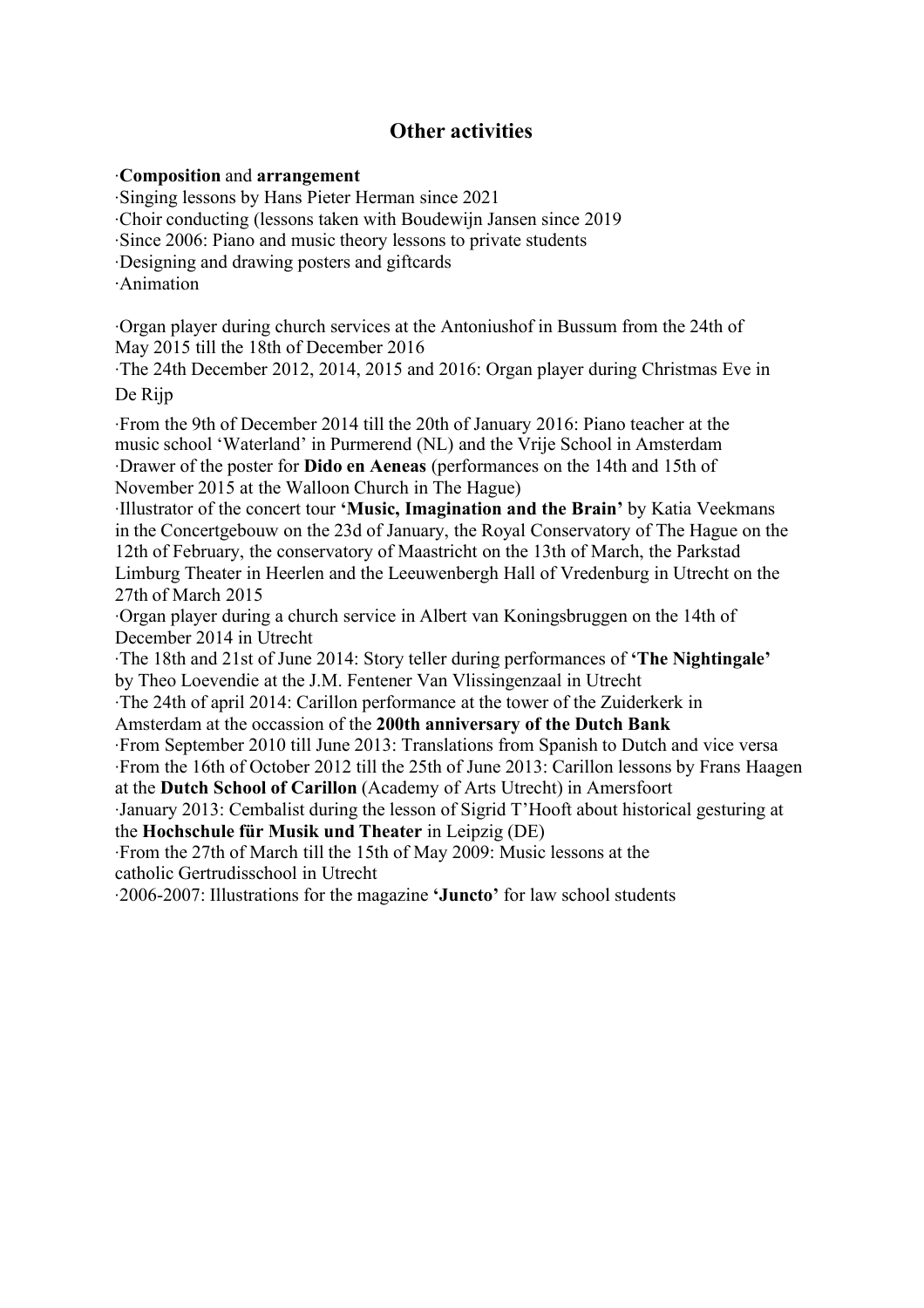## Other activities

·**Composition** and **arrangement**
·Singing lessons by Hans Pieter Herman since 2021
·Choir conducting (lessons taken with Boudewijn Jansen since 2019
·Since 2006: Piano and music theory lessons to private students
·Designing and drawing posters and giftcards
·Animation

·Organ player during church services at the Antoniushof in Bussum from the 24th of May 2015 till the 18th of December 2016
·The 24th December 2012, 2014, 2015 and 2016: Organ player during Christmas Eve in De Rijp

·From the 9th of December 2014 till the 20th of January 2016: Piano teacher at the music school 'Waterland' in Purmerend (NL) and the Vrije School in Amsterdam
·Drawer of the poster for **Dido en Aeneas** (performances on the 14th and 15th of November 2015 at the Walloon Church in The Hague)
·Illustrator of the concert tour **'Music, Imagination and the Brain'** by Katia Veekmans in the Concertgebouw on the 23d of January, the Royal Conservatory of The Hague on the 12th of February, the conservatory of Maastricht on the 13th of March, the Parkstad Limburg Theater in Heerlen and the Leeuwenbergh Hall of Vredenburg in Utrecht on the 27th of March 2015
·Organ player during a church service in Albert van Koningsbruggen on the 14th of December 2014 in Utrecht
·The 18th and 21st of June 2014: Story teller during performances of **'The Nightingale'** by Theo Loevendie at the J.M. Fentener Van Vlissingenzaal in Utrecht
·The 24th of april 2014: Carillon performance at the tower of the Zuiderkerk in Amsterdam at the occassion of the **200th anniversary of the Dutch Bank**
·From September 2010 till June 2013: Translations from Spanish to Dutch and vice versa
·From the 16th of October 2012 till the 25th of June 2013: Carillon lessons by Frans Haagen at the **Dutch School of Carillon** (Academy of Arts Utrecht) in Amersfoort
·January 2013: Cembalist during the lesson of Sigrid T'Hooft about historical gesturing at the **Hochschule für Musik und Theater** in Leipzig (DE)
·From the 27th of March till the 15th of May 2009: Music lessons at the catholic Gertrudisschool in Utrecht
·2006-2007: Illustrations for the magazine **'Juncto'** for law school students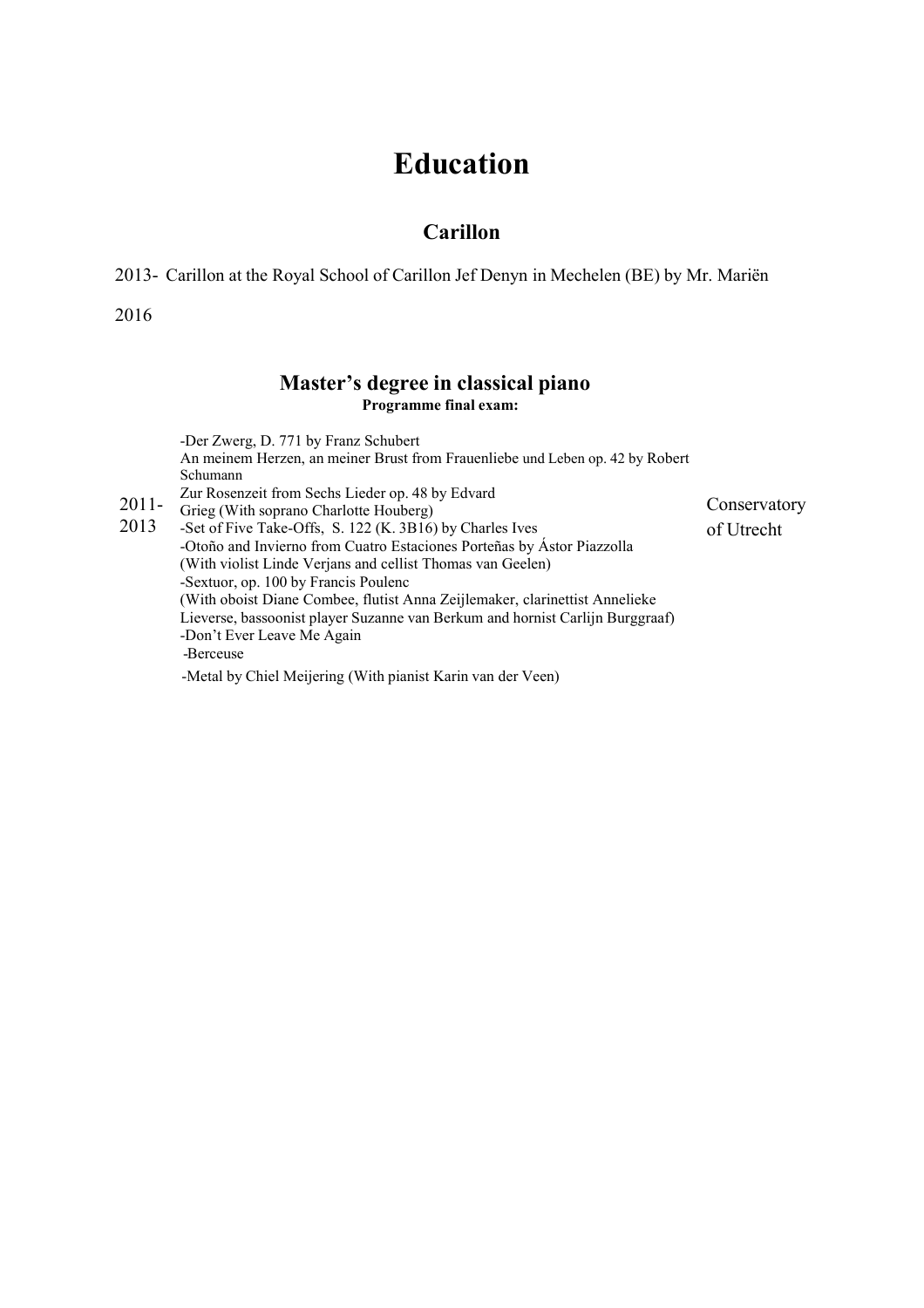# Education

## Carillon

2013-2016 Carillon at the Royal School of Carillon Jef Denyn in Mechelen (BE) by Mr. Mariën

## Master's degree in classical piano

**Programme final exam:**

| | | |
|---|---|---|
| 2011-2013 | -Der Zwerg, D. 771 by Franz Schubert<br>An meinem Herzen, an meiner Brust from Frauenliebe und Leben op. 42 by Robert Schumann<br>Zur Rosenzeit from Sechs Lieder op. 48 by Edvard Grieg (With soprano Charlotte Houberg)<br>-Set of Five Take-Offs, S. 122 (K. 3B16) by Charles Ives<br>-Otoño and Invierno from Cuatro Estaciones Porteñas by Ástor Piazzolla (With violist Linde Verjans and cellist Thomas van Geelen)<br>-Sextuor, op. 100 by Francis Poulenc (With oboist Diane Combee, flutist Anna Zeijlemaker, clarinettist Annelieke Lieverse, bassoonist player Suzanne van Berkum and hornist Carlijn Burggraaf)<br>-Don't Ever Leave Me Again<br>-Berceuse<br>-Metal by Chiel Meijering (With pianist Karin van der Veen) | Conservatory of Utrecht |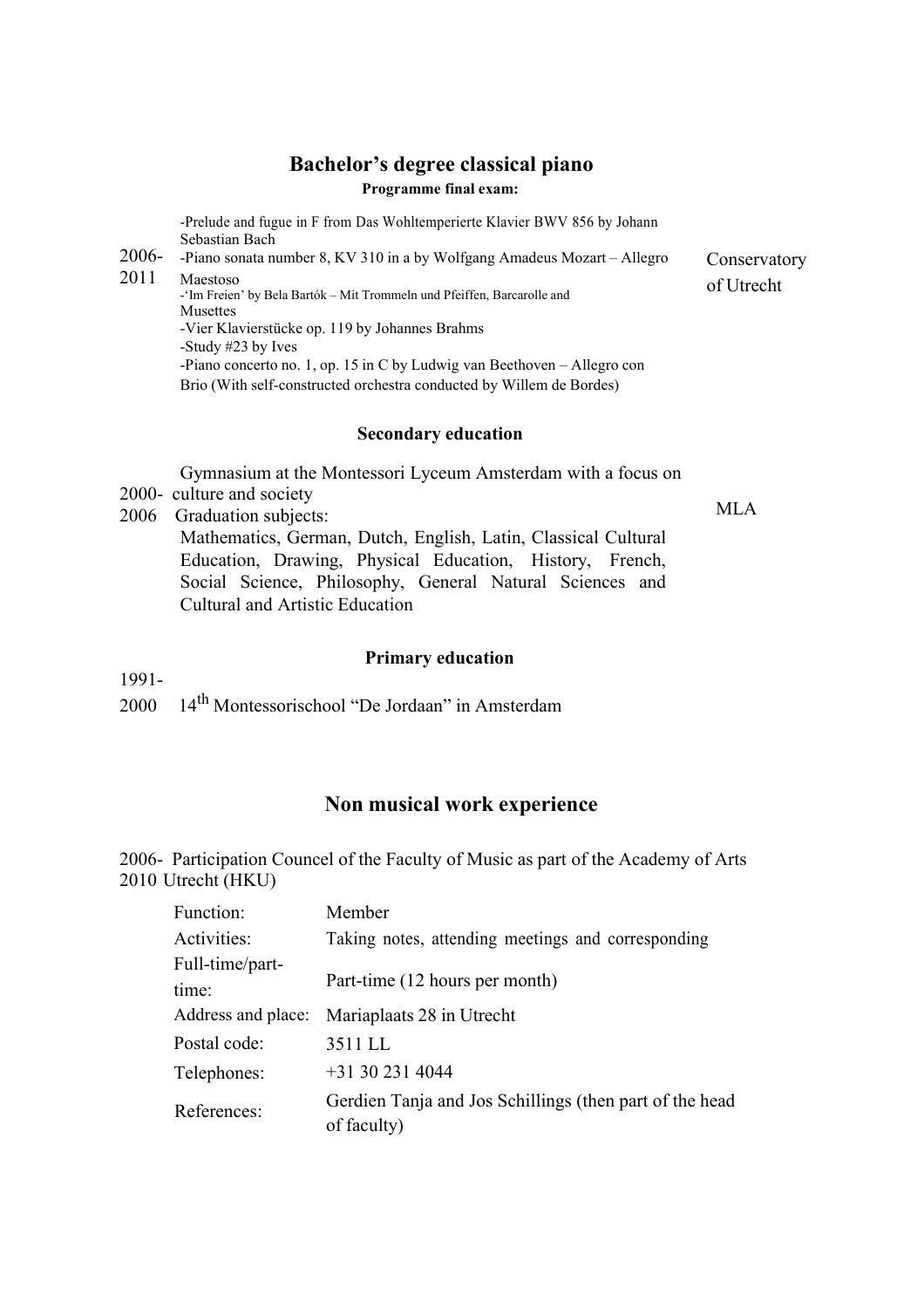## Bachelor's degree classical piano

**Programme final exam:**

| | | |
|---|---|---|
| 2006-2011 | -Prelude and fugue in F from Das Wohltemperierte Klavier BWV 856 by Johann Sebastian Bach<br>-Piano sonata number 8, KV 310 in a by Wolfgang Amadeus Mozart – Allegro Maestoso<br>-'Im Freien' by Bela Bartók – Mit Trommeln und Pfeiffen, Barcarolle and Musettes<br>-Vier Klavierstücke op. 119 by Johannes Brahms<br>-Study #23 by Ives<br>-Piano concerto no. 1, op. 15 in C by Ludwig van Beethoven – Allegro con Brio (With self-constructed orchestra conducted by Willem de Bordes) | Conservatory of Utrecht |

### Secondary education

| | | |
|---|---|---|
| 2000-2006 | Gymnasium at the Montessori Lyceum Amsterdam with a focus on culture and society<br>Graduation subjects:<br>Mathematics, German, Dutch, English, Latin, Classical Cultural Education, Drawing, Physical Education, History, French, Social Science, Philosophy, General Natural Sciences and Cultural and Artistic Education | MLA |

### Primary education

1991-2000 14th Montessorischool "De Jordaan" in Amsterdam

## Non musical work experience

2006-2010 Participation Councel of the Faculty of Music as part of the Academy of Arts Utrecht (HKU)

| | |
|---|---|
| Function: | Member |
| Activities: | Taking notes, attending meetings and corresponding |
| Full-time/part-time: | Part-time (12 hours per month) |
| Address and place: | Mariaplaats 28 in Utrecht |
| Postal code: | 3511 LL |
| Telephones: | +31 30 231 4044 |
| References: | Gerdien Tanja and Jos Schillings (then part of the head of faculty) |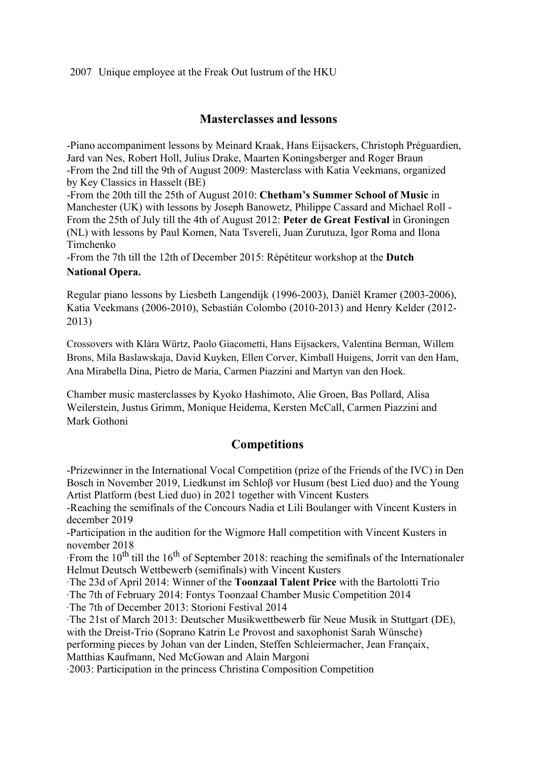2007 Unique employee at the Freak Out lustrum of the HKU

## Masterclasses and lessons

-Piano accompaniment lessons by Meinard Kraak, Hans Eijsackers, Christoph Préguardien, Jard van Nes, Robert Holl, Julius Drake, Maarten Koningsberger and Roger Braun
-From the 2nd till the 9th of August 2009: Masterclass with Katia Veekmans, organized by Key Classics in Hasselt (BE)
-From the 20th till the 25th of August 2010: **Chetham's Summer School of Music** in Manchester (UK) with lessons by Joseph Banowetz, Philippe Cassard and Michael Roll - From the 25th of July till the 4th of August 2012: **Peter de Great Festival** in Groningen (NL) with lessons by Paul Komen, Nata Tsvereli, Juan Zurutuza, Igor Roma and Ilona Timchenko
-From the 7th till the 12th of December 2015: Répétiteur workshop at the **Dutch National Opera.**

Regular piano lessons by Liesbeth Langendijk (1996-2003), Daniël Kramer (2003-2006), Katia Veekmans (2006-2010), Sebastián Colombo (2010-2013) and Henry Kelder (2012-2013)

Crossovers with Klára Würtz, Paolo Giacometti, Hans Eijsackers, Valentina Berman, Willem Brons, Mila Baslawskaja, David Kuyken, Ellen Corver, Kimball Huigens, Jorrit van den Ham, Ana Mirabella Dina, Pietro de Maria, Carmen Piazzini and Martyn van den Hoek.

Chamber music masterclasses by Kyoko Hashimoto, Alie Groen, Bas Pollard, Alisa Weilerstein, Justus Grimm, Monique Heidema, Kersten McCall, Carmen Piazzini and Mark Gothoni

## Competitions

-Prizewinner in the International Vocal Competition (prize of the Friends of the IVC) in Den Bosch in November 2019, Liedkunst im Schloβ vor Husum (best Lied duo) and the Young Artist Platform (best Lied duo) in 2021 together with Vincent Kusters
-Reaching the semifinals of the Concours Nadia et Lili Boulanger with Vincent Kusters in december 2019
-Participation in the audition for the Wigmore Hall competition with Vincent Kusters in november 2018
·From the 10th till the 16th of September 2018: reaching the semifinals of the Internationaler Helmut Deutsch Wettbewerb (semifinals) with Vincent Kusters
·The 23d of April 2014: Winner of the **Toonzaal Talent Price** with the Bartolotti Trio
·The 7th of February 2014: Fontys Toonzaal Chamber Music Competition 2014
·The 7th of December 2013: Storioni Festival 2014
·The 21st of March 2013: Deutscher Musikwettbewerb für Neue Musik in Stuttgart (DE), with the Dreist-Trio (Soprano Katrin Le Provost and saxophonist Sarah Wünsche) performing pieces by Johan van der Linden, Steffen Schleiermacher, Jean Françaix, Matthias Kaufmann, Ned McGowan and Alain Margoni
·2003: Participation in the princess Christina Composition Competition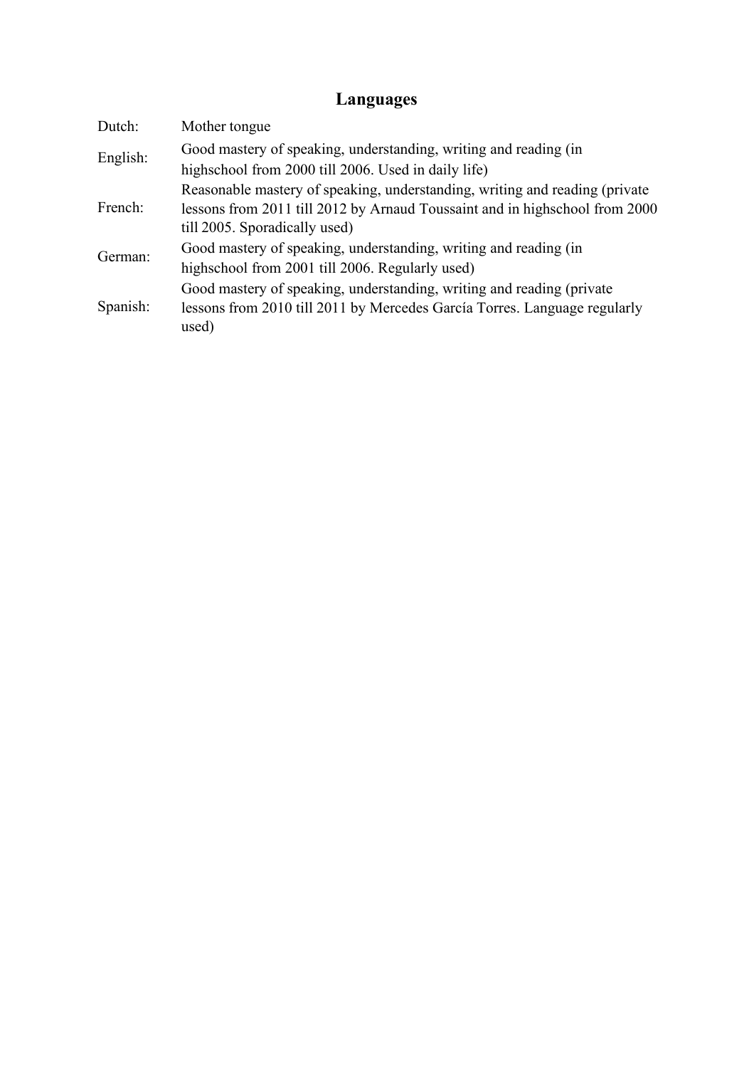## Languages

| | |
|---|---|
| Dutch: | Mother tongue |
| English: | Good mastery of speaking, understanding, writing and reading (in highschool from 2000 till 2006. Used in daily life) |
| French: | Reasonable mastery of speaking, understanding, writing and reading (private lessons from 2011 till 2012 by Arnaud Toussaint and in highschool from 2000 till 2005. Sporadically used) |
| German: | Good mastery of speaking, understanding, writing and reading (in highschool from 2001 till 2006. Regularly used) |
| Spanish: | Good mastery of speaking, understanding, writing and reading (private lessons from 2010 till 2011 by Mercedes García Torres. Language regularly used) |